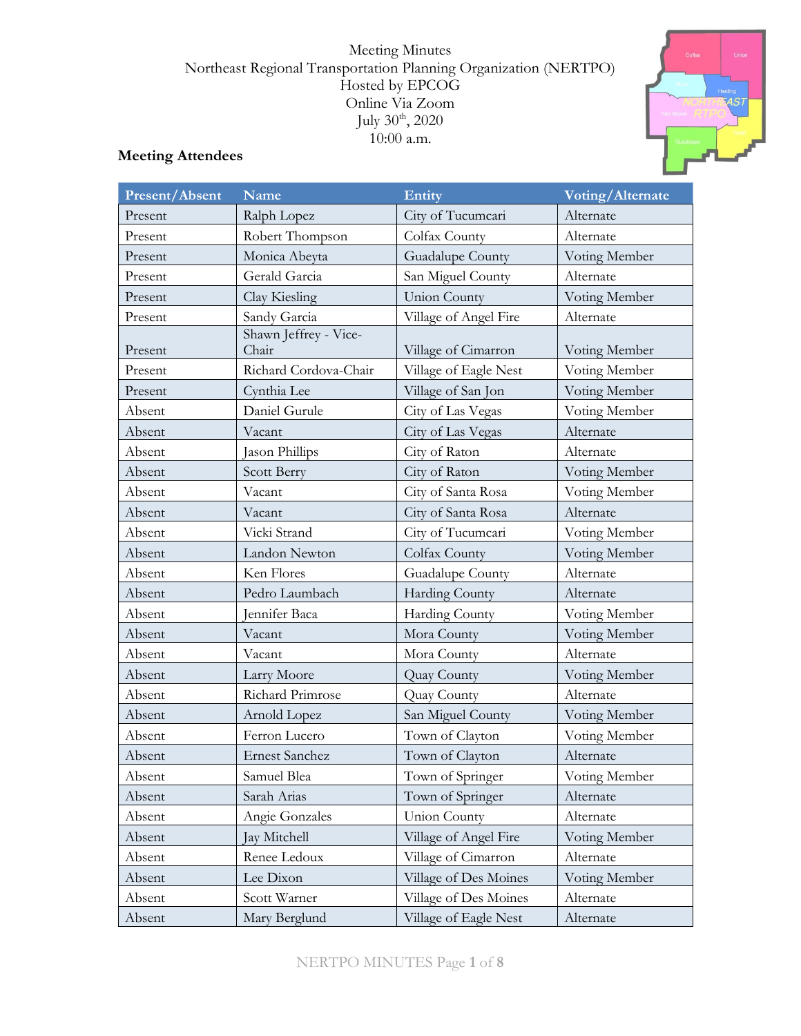Meeting Minutes
Northeast Regional Transportation Planning Organization (NERTPO)
Hosted by EPCOG
Online Via Zoom
July 30th, 2020
10:00 a.m.

## Meeting Attendees

| Present/Absent | Name | Entity | Voting/Alternate |
|---|---|---|---|
| Present | Ralph Lopez | City of Tucumcari | Alternate |
| Present | Robert Thompson | Colfax County | Alternate |
| Present | Monica Abeyta | Guadalupe County | Voting Member |
| Present | Gerald Garcia | San Miguel County | Alternate |
| Present | Clay Kiesling | Union County | Voting Member |
| Present | Sandy Garcia | Village of Angel Fire | Alternate |
| Present | Shawn Jeffrey - Vice-Chair | Village of Cimarron | Voting Member |
| Present | Richard Cordova-Chair | Village of Eagle Nest | Voting Member |
| Present | Cynthia Lee | Village of San Jon | Voting Member |
| Absent | Daniel Gurule | City of Las Vegas | Voting Member |
| Absent | Vacant | City of Las Vegas | Alternate |
| Absent | Jason Phillips | City of Raton | Alternate |
| Absent | Scott Berry | City of Raton | Voting Member |
| Absent | Vacant | City of Santa Rosa | Voting Member |
| Absent | Vacant | City of Santa Rosa | Alternate |
| Absent | Vicki Strand | City of Tucumcari | Voting Member |
| Absent | Landon Newton | Colfax County | Voting Member |
| Absent | Ken Flores | Guadalupe County | Alternate |
| Absent | Pedro Laumbach | Harding County | Alternate |
| Absent | Jennifer Baca | Harding County | Voting Member |
| Absent | Vacant | Mora County | Voting Member |
| Absent | Vacant | Mora County | Alternate |
| Absent | Larry Moore | Quay County | Voting Member |
| Absent | Richard Primrose | Quay County | Alternate |
| Absent | Arnold Lopez | San Miguel County | Voting Member |
| Absent | Ferron Lucero | Town of Clayton | Voting Member |
| Absent | Ernest Sanchez | Town of Clayton | Alternate |
| Absent | Samuel Blea | Town of Springer | Voting Member |
| Absent | Sarah Arias | Town of Springer | Alternate |
| Absent | Angie Gonzales | Union County | Alternate |
| Absent | Jay Mitchell | Village of Angel Fire | Voting Member |
| Absent | Renee Ledoux | Village of Cimarron | Alternate |
| Absent | Lee Dixon | Village of Des Moines | Voting Member |
| Absent | Scott Warner | Village of Des Moines | Alternate |
| Absent | Mary Berglund | Village of Eagle Nest | Alternate |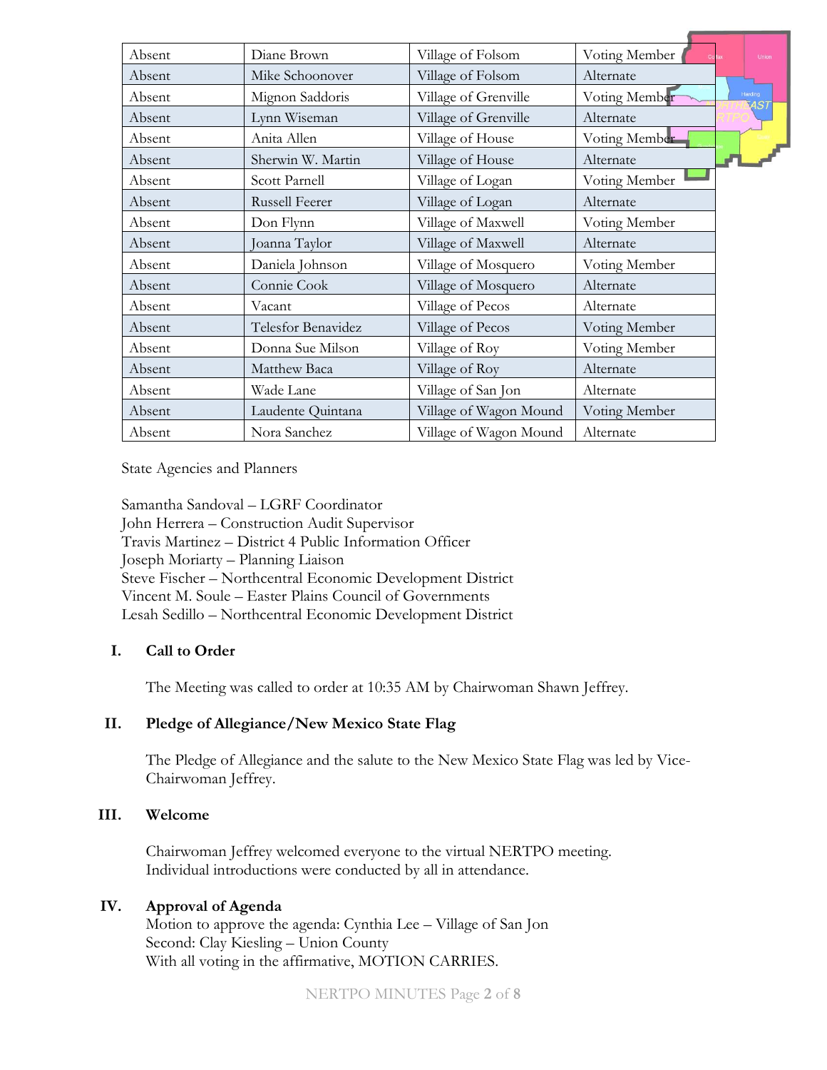| Absent | Diane Brown | Village of Folsom | Voting Member |
|---|---|---|---|
| Absent | Mike Schoonover | Village of Folsom | Alternate |
| Absent | Mignon Saddoris | Village of Grenville | Voting Member |
| Absent | Lynn Wiseman | Village of Grenville | Alternate |
| Absent | Anita Allen | Village of House | Voting Member |
| Absent | Sherwin W. Martin | Village of House | Alternate |
| Absent | Scott Parnell | Village of Logan | Voting Member |
| Absent | Russell Feerer | Village of Logan | Alternate |
| Absent | Don Flynn | Village of Maxwell | Voting Member |
| Absent | Joanna Taylor | Village of Maxwell | Alternate |
| Absent | Daniela Johnson | Village of Mosquero | Voting Member |
| Absent | Connie Cook | Village of Mosquero | Alternate |
| Absent | Vacant | Village of Pecos | Alternate |
| Absent | Telesfor Benavidez | Village of Pecos | Voting Member |
| Absent | Donna Sue Milson | Village of Roy | Voting Member |
| Absent | Matthew Baca | Village of Roy | Alternate |
| Absent | Wade Lane | Village of San Jon | Alternate |
| Absent | Laudente Quintana | Village of Wagon Mound | Voting Member |
| Absent | Nora Sanchez | Village of Wagon Mound | Alternate |

State Agencies and Planners

Samantha Sandoval – LGRF Coordinator
John Herrera – Construction Audit Supervisor
Travis Martinez – District 4 Public Information Officer
Joseph Moriarty – Planning Liaison
Steve Fischer – Northcentral Economic Development District
Vincent M. Soule – Easter Plains Council of Governments
Lesah Sedillo – Northcentral Economic Development District

**I. Call to Order**

The Meeting was called to order at 10:35 AM by Chairwoman Shawn Jeffrey.

**II. Pledge of Allegiance/New Mexico State Flag**

The Pledge of Allegiance and the salute to the New Mexico State Flag was led by Vice-Chairwoman Jeffrey.

**III. Welcome**

Chairwoman Jeffrey welcomed everyone to the virtual NERTPO meeting.
Individual introductions were conducted by all in attendance.

**IV. Approval of Agenda**

Motion to approve the agenda: Cynthia Lee – Village of San Jon
Second: Clay Kiesling – Union County
With all voting in the affirmative, MOTION CARRIES.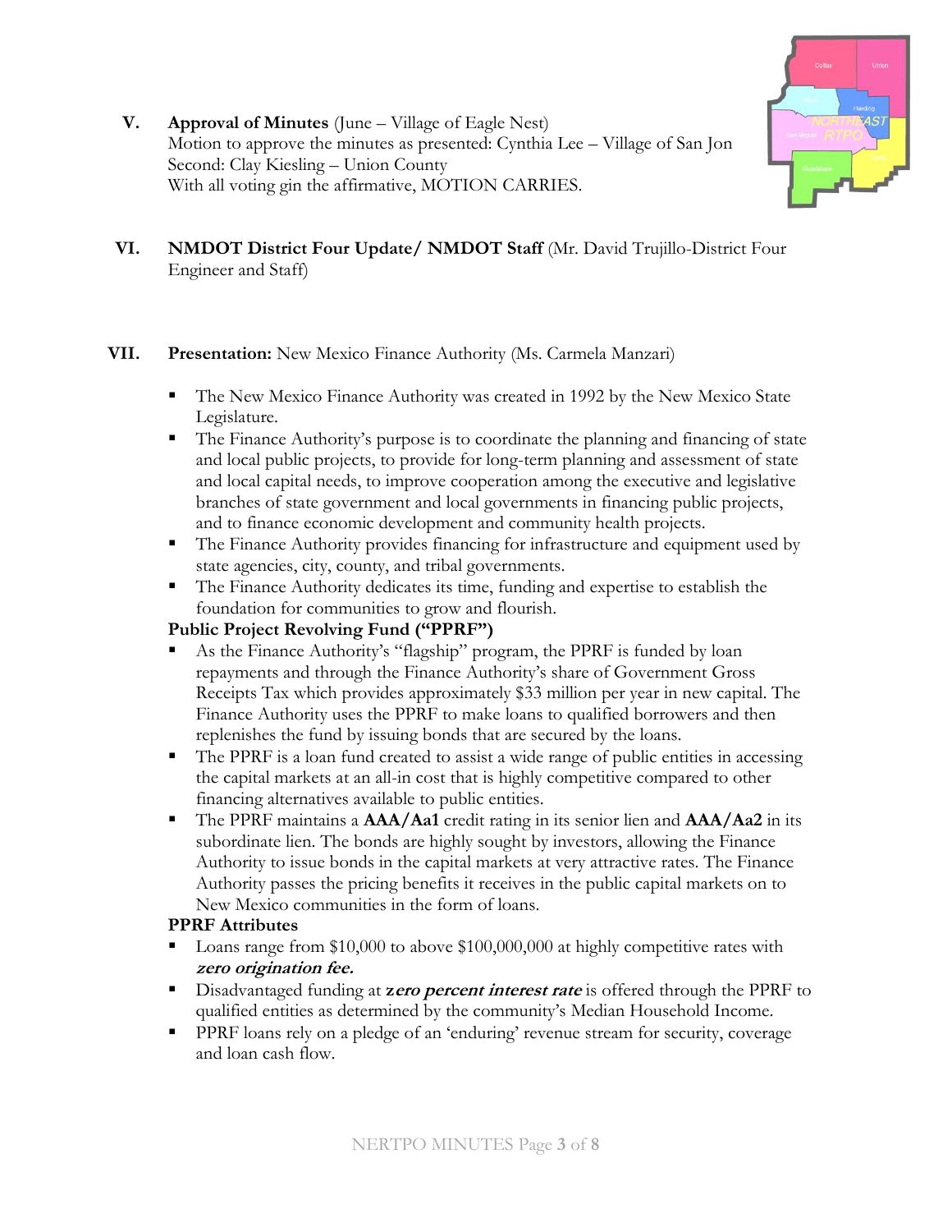**V. Approval of Minutes** (June – Village of Eagle Nest)
Motion to approve the minutes as presented: Cynthia Lee – Village of San Jon
Second: Clay Kiesling – Union County
With all voting gin the affirmative, MOTION CARRIES.

**VI. NMDOT District Four Update/ NMDOT Staff** (Mr. David Trujillo-District Four Engineer and Staff)

**VII. Presentation:** New Mexico Finance Authority (Ms. Carmela Manzari)

- The New Mexico Finance Authority was created in 1992 by the New Mexico State Legislature.
- The Finance Authority's purpose is to coordinate the planning and financing of state and local public projects, to provide for long-term planning and assessment of state and local capital needs, to improve cooperation among the executive and legislative branches of state government and local governments in financing public projects, and to finance economic development and community health projects.
- The Finance Authority provides financing for infrastructure and equipment used by state agencies, city, county, and tribal governments.
- The Finance Authority dedicates its time, funding and expertise to establish the foundation for communities to grow and flourish.

**Public Project Revolving Fund ("PPRF")**

- As the Finance Authority's "flagship" program, the PPRF is funded by loan repayments and through the Finance Authority's share of Government Gross Receipts Tax which provides approximately $33 million per year in new capital. The Finance Authority uses the PPRF to make loans to qualified borrowers and then replenishes the fund by issuing bonds that are secured by the loans.
- The PPRF is a loan fund created to assist a wide range of public entities in accessing the capital markets at an all-in cost that is highly competitive compared to other financing alternatives available to public entities.
- The PPRF maintains a **AAA/Aa1** credit rating in its senior lien and **AAA/Aa2** in its subordinate lien. The bonds are highly sought by investors, allowing the Finance Authority to issue bonds in the capital markets at very attractive rates. The Finance Authority passes the pricing benefits it receives in the public capital markets on to New Mexico communities in the form of loans.

**PPRF Attributes**

- Loans range from $10,000 to above $100,000,000 at highly competitive rates with ***zero origination fee.***
- Disadvantaged funding at ***zero percent interest rate*** is offered through the PPRF to qualified entities as determined by the community's Median Household Income.
- PPRF loans rely on a pledge of an 'enduring' revenue stream for security, coverage and loan cash flow.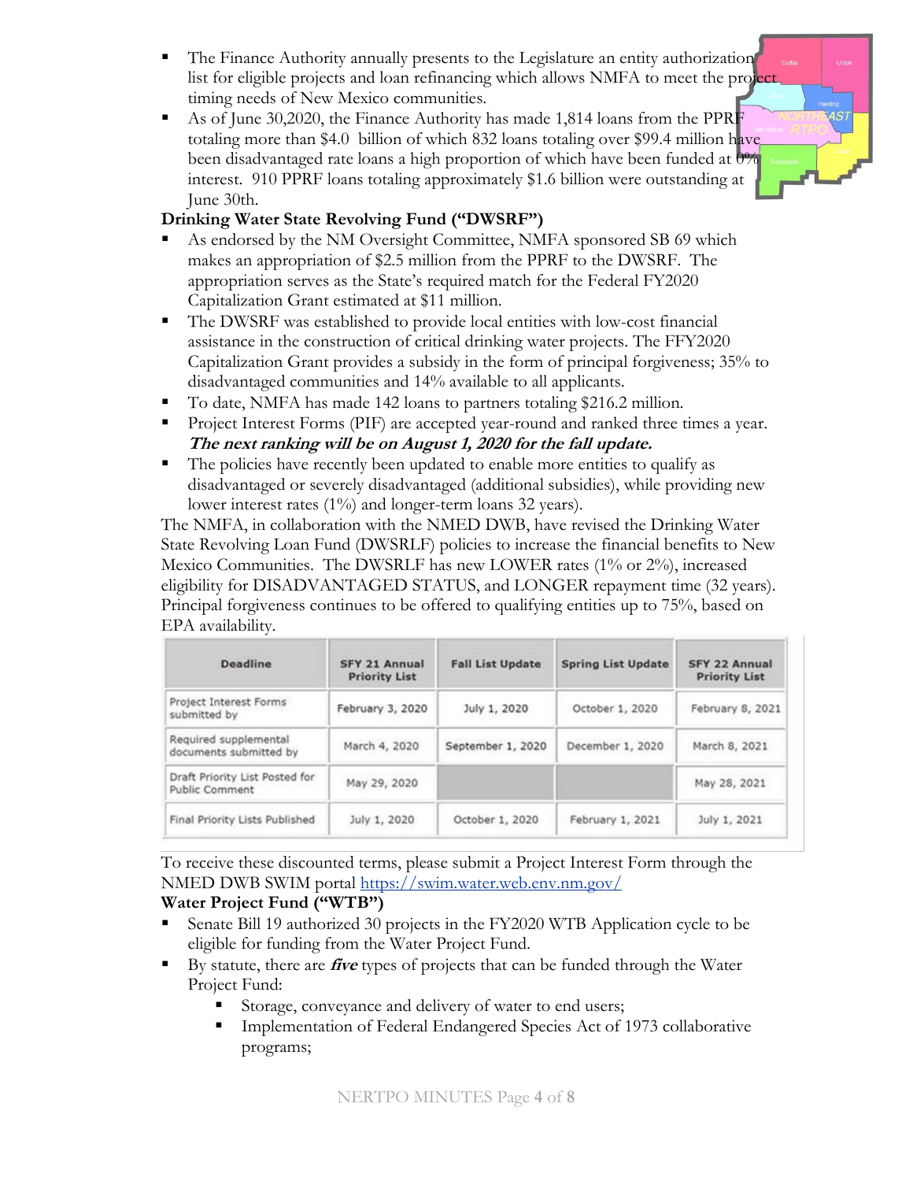- The Finance Authority annually presents to the Legislature an entity authorization list for eligible projects and loan refinancing which allows NMFA to meet the project timing needs of New Mexico communities.
- As of June 30,2020, the Finance Authority has made 1,814 loans from the PPRF totaling more than $4.0 billion of which 832 loans totaling over $99.4 million have been disadvantaged rate loans a high proportion of which have been funded at 0% interest. 910 PPRF loans totaling approximately $1.6 billion were outstanding at June 30th.

**Drinking Water State Revolving Fund ("DWSRF")**

- As endorsed by the NM Oversight Committee, NMFA sponsored SB 69 which makes an appropriation of $2.5 million from the PPRF to the DWSRF. The appropriation serves as the State's required match for the Federal FY2020 Capitalization Grant estimated at $11 million.
- The DWSRF was established to provide local entities with low-cost financial assistance in the construction of critical drinking water projects. The FFY2020 Capitalization Grant provides a subsidy in the form of principal forgiveness; 35% to disadvantaged communities and 14% available to all applicants.
- To date, NMFA has made 142 loans to partners totaling $216.2 million.
- Project Interest Forms (PIF) are accepted year-round and ranked three times a year. ***The next ranking will be on August 1, 2020 for the fall update.***
- The policies have recently been updated to enable more entities to qualify as disadvantaged or severely disadvantaged (additional subsidies), while providing new lower interest rates (1%) and longer-term loans 32 years).

The NMFA, in collaboration with the NMED DWB, have revised the Drinking Water State Revolving Loan Fund (DWSRLF) policies to increase the financial benefits to New Mexico Communities. The DWSRLF has new LOWER rates (1% or 2%), increased eligibility for DISADVANTAGED STATUS, and LONGER repayment time (32 years). Principal forgiveness continues to be offered to qualifying entities up to 75%, based on EPA availability.

| Deadline | SFY 21 Annual Priority List | Fall List Update | Spring List Update | SFY 22 Annual Priority List |
|---|---|---|---|---|
| Project Interest Forms submitted by | February 3, 2020 | July 1, 2020 | October 1, 2020 | February 8, 2021 |
| Required supplemental documents submitted by | March 4, 2020 | September 1, 2020 | December 1, 2020 | March 8, 2021 |
| Draft Priority List Posted for Public Comment | May 29, 2020 | | | May 28, 2021 |
| Final Priority Lists Published | July 1, 2020 | October 1, 2020 | February 1, 2021 | July 1, 2021 |

To receive these discounted terms, please submit a Project Interest Form through the NMED DWB SWIM portal https://swim.water.web.env.nm.gov/

**Water Project Fund ("WTB")**

- Senate Bill 19 authorized 30 projects in the FY2020 WTB Application cycle to be eligible for funding from the Water Project Fund.
- By statute, there are ***five*** types of projects that can be funded through the Water Project Fund:
  - Storage, conveyance and delivery of water to end users;
  - Implementation of Federal Endangered Species Act of 1973 collaborative programs;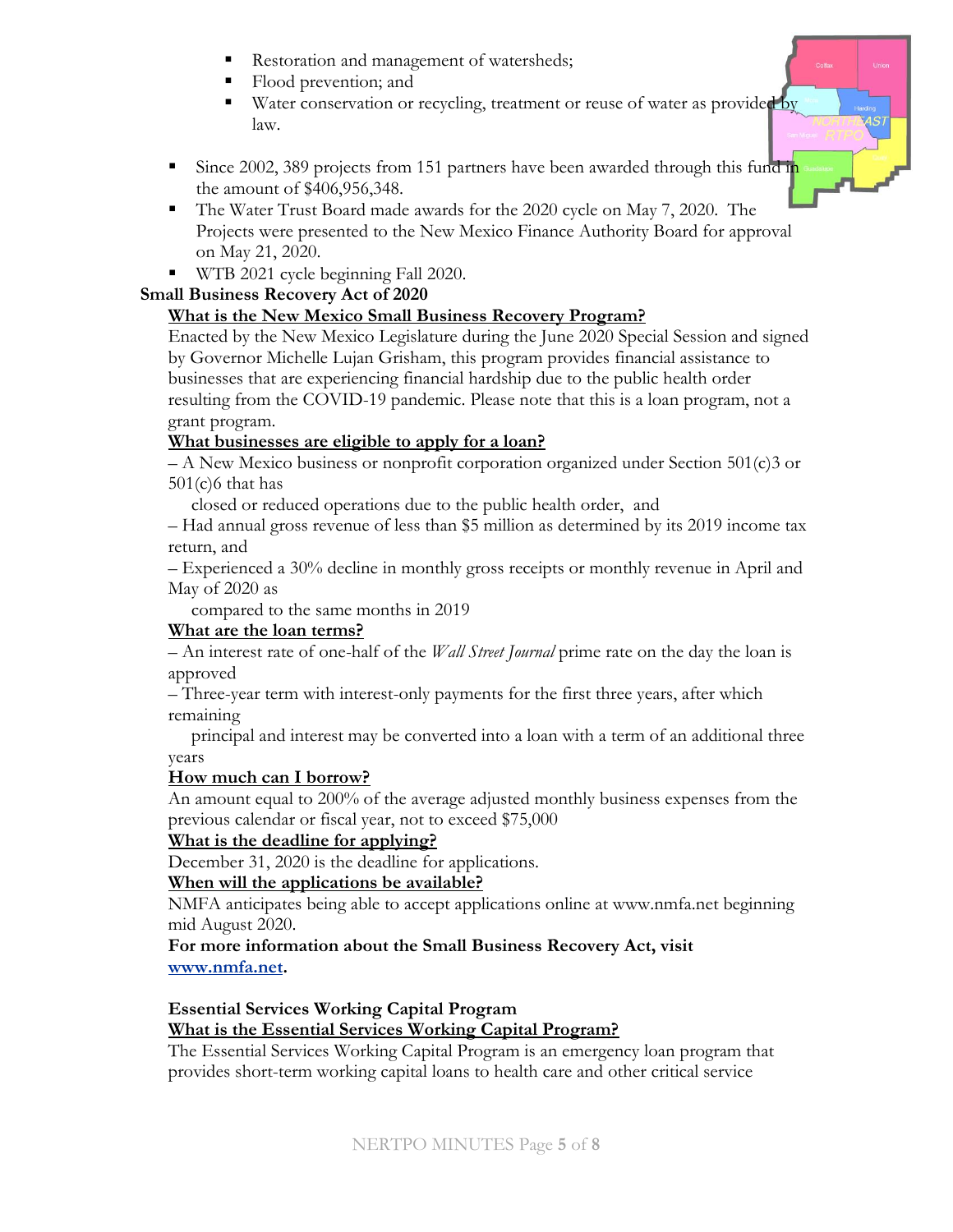- Restoration and management of watersheds;
  - Flood prevention; and
  - Water conservation or recycling, treatment or reuse of water as provided by law.

- Since 2002, 389 projects from 151 partners have been awarded through this fund in the amount of $406,956,348.
- The Water Trust Board made awards for the 2020 cycle on May 7, 2020. The Projects were presented to the New Mexico Finance Authority Board for approval on May 21, 2020.
- WTB 2021 cycle beginning Fall 2020.

**Small Business Recovery Act of 2020**

**<u>What is the New Mexico Small Business Recovery Program?</u>**

Enacted by the New Mexico Legislature during the June 2020 Special Session and signed by Governor Michelle Lujan Grisham, this program provides financial assistance to businesses that are experiencing financial hardship due to the public health order resulting from the COVID-19 pandemic. Please note that this is a loan program, not a grant program.

**<u>What businesses are eligible to apply for a loan?</u>**

– A New Mexico business or nonprofit corporation organized under Section 501(c)3 or 501(c)6 that has closed or reduced operations due to the public health order, and

– Had annual gross revenue of less than $5 million as determined by its 2019 income tax return, and

– Experienced a 30% decline in monthly gross receipts or monthly revenue in April and May of 2020 as compared to the same months in 2019

**<u>What are the loan terms?</u>**

– An interest rate of one-half of the *Wall Street Journal* prime rate on the day the loan is approved

– Three-year term with interest-only payments for the first three years, after which remaining principal and interest may be converted into a loan with a term of an additional three years

**<u>How much can I borrow?</u>**

An amount equal to 200% of the average adjusted monthly business expenses from the previous calendar or fiscal year, not to exceed $75,000

**<u>What is the deadline for applying?</u>**

December 31, 2020 is the deadline for applications.

**<u>When will the applications be available?</u>**

NMFA anticipates being able to accept applications online at www.nmfa.net beginning mid August 2020.

**For more information about the Small Business Recovery Act, visit [www.nmfa.net](http://www.nmfa.net).**

**Essential Services Working Capital Program**

**<u>What is the Essential Services Working Capital Program?</u>**

The Essential Services Working Capital Program is an emergency loan program that provides short-term working capital loans to health care and other critical service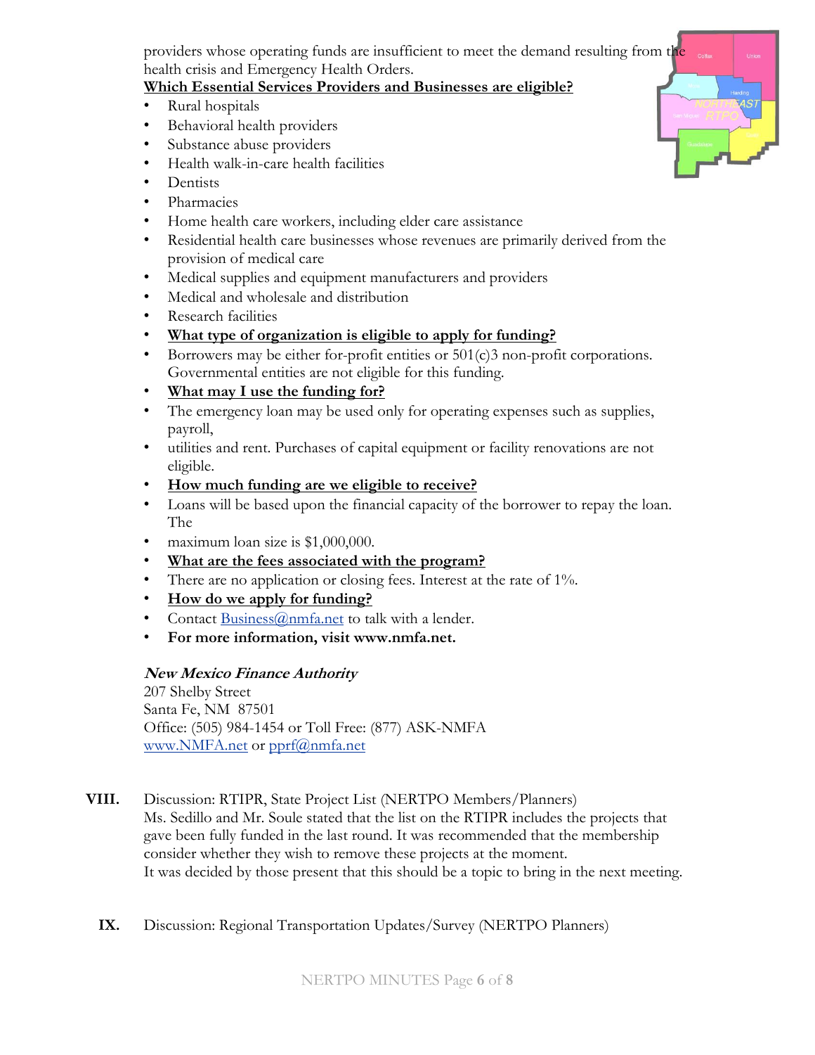providers whose operating funds are insufficient to meet the demand resulting from the health crisis and Emergency Health Orders.

**Which Essential Services Providers and Businesses are eligible?**

- Rural hospitals
- Behavioral health providers
- Substance abuse providers
- Health walk-in-care health facilities
- Dentists
- Pharmacies
- Home health care workers, including elder care assistance
- Residential health care businesses whose revenues are primarily derived from the provision of medical care
- Medical supplies and equipment manufacturers and providers
- Medical and wholesale and distribution
- Research facilities
- **What type of organization is eligible to apply for funding?**
- Borrowers may be either for-profit entities or 501(c)3 non-profit corporations. Governmental entities are not eligible for this funding.
- **What may I use the funding for?**
- The emergency loan may be used only for operating expenses such as supplies, payroll,
- utilities and rent. Purchases of capital equipment or facility renovations are not eligible.
- **How much funding are we eligible to receive?**
- Loans will be based upon the financial capacity of the borrower to repay the loan. The
- maximum loan size is $1,000,000.
- **What are the fees associated with the program?**
- There are no application or closing fees. Interest at the rate of 1%.
- **How do we apply for funding?**
- Contact Business@nmfa.net to talk with a lender.
- **For more information, visit www.nmfa.net.**

***New Mexico Finance Authority***
207 Shelby Street
Santa Fe, NM 87501
Office: (505) 984-1454 or Toll Free: (877) ASK-NMFA
www.NMFA.net or pprf@nmfa.net

**VIII.** Discussion: RTIPR, State Project List (NERTPO Members/Planners)
Ms. Sedillo and Mr. Soule stated that the list on the RTIPR includes the projects that gave been fully funded in the last round. It was recommended that the membership consider whether they wish to remove these projects at the moment.
It was decided by those present that this should be a topic to bring in the next meeting.

**IX.** Discussion: Regional Transportation Updates/Survey (NERTPO Planners)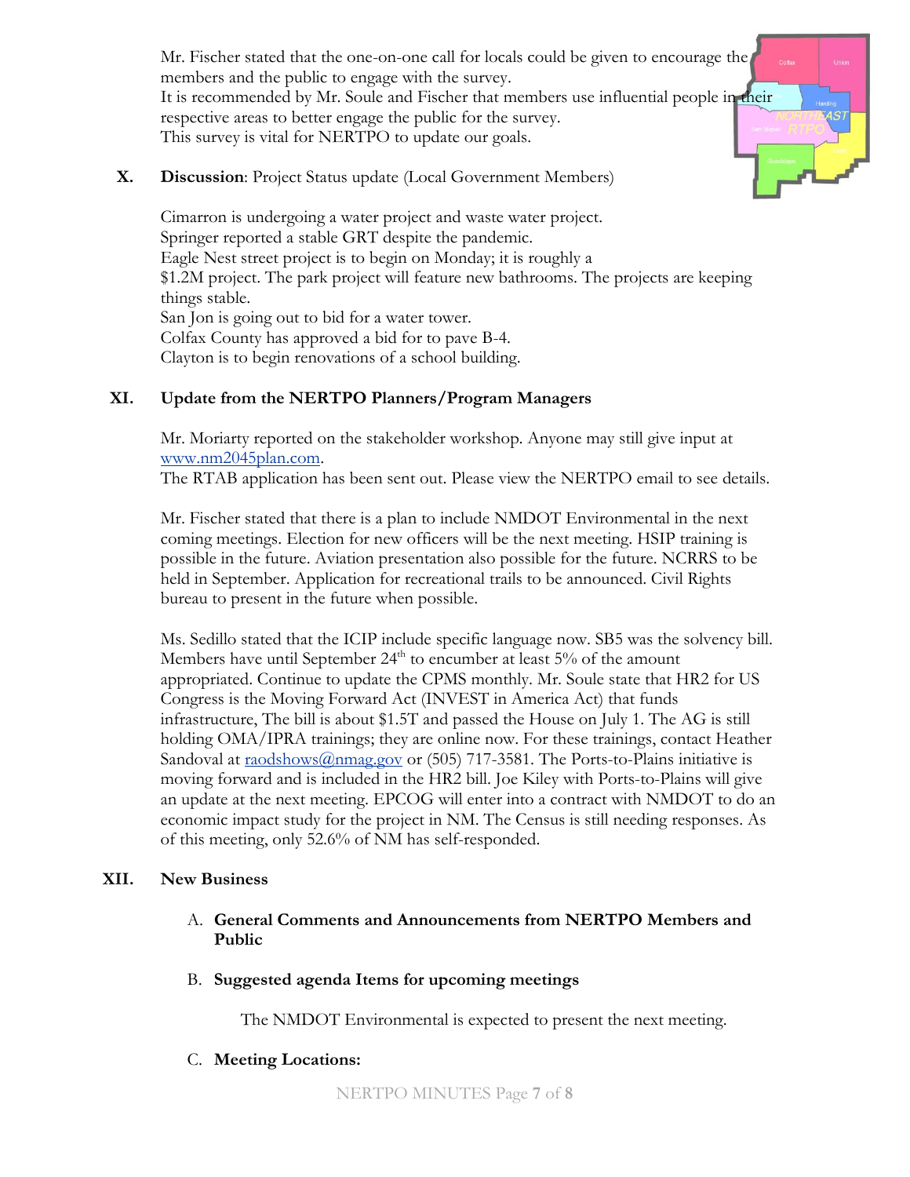Mr. Fischer stated that the one-on-one call for locals could be given to encourage the members and the public to engage with the survey.
It is recommended by Mr. Soule and Fischer that members use influential people in their respective areas to better engage the public for the survey.
This survey is vital for NERTPO to update our goals.

**X. Discussion**: Project Status update (Local Government Members)

Cimarron is undergoing a water project and waste water project.
Springer reported a stable GRT despite the pandemic.
Eagle Nest street project is to begin on Monday; it is roughly a $1.2M project. The park project will feature new bathrooms. The projects are keeping things stable.
San Jon is going out to bid for a water tower.
Colfax County has approved a bid for to pave B-4.
Clayton is to begin renovations of a school building.

**XI. Update from the NERTPO Planners/Program Managers**

Mr. Moriarty reported on the stakeholder workshop. Anyone may still give input at www.nm2045plan.com.
The RTAB application has been sent out. Please view the NERTPO email to see details.

Mr. Fischer stated that there is a plan to include NMDOT Environmental in the next coming meetings. Election for new officers will be the next meeting. HSIP training is possible in the future. Aviation presentation also possible for the future. NCRRS to be held in September. Application for recreational trails to be announced. Civil Rights bureau to present in the future when possible.

Ms. Sedillo stated that the ICIP include specific language now. SB5 was the solvency bill. Members have until September 24th to encumber at least 5% of the amount appropriated. Continue to update the CPMS monthly. Mr. Soule state that HR2 for US Congress is the Moving Forward Act (INVEST in America Act) that funds infrastructure, The bill is about $1.5T and passed the House on July 1. The AG is still holding OMA/IPRA trainings; they are online now. For these trainings, contact Heather Sandoval at raodshows@nmag.gov or (505) 717-3581. The Ports-to-Plains initiative is moving forward and is included in the HR2 bill. Joe Kiley with Ports-to-Plains will give an update at the next meeting. EPCOG will enter into a contract with NMDOT to do an economic impact study for the project in NM. The Census is still needing responses. As of this meeting, only 52.6% of NM has self-responded.

**XII. New Business**

A. **General Comments and Announcements from NERTPO Members and Public**

B. **Suggested agenda Items for upcoming meetings**

The NMDOT Environmental is expected to present the next meeting.

C. **Meeting Locations:**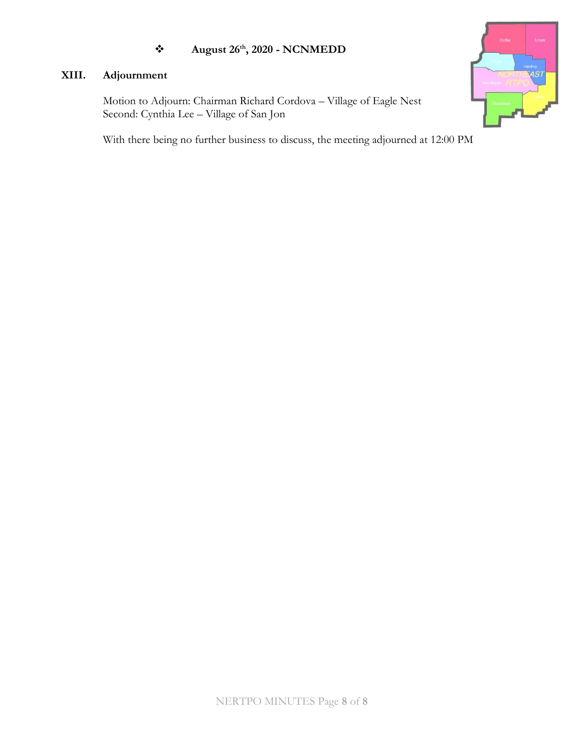- **August 26th, 2020 - NCNMEDD**

## XIII. Adjournment

Motion to Adjourn: Chairman Richard Cordova – Village of Eagle Nest
Second: Cynthia Lee – Village of San Jon

With there being no further business to discuss, the meeting adjourned at 12:00 PM